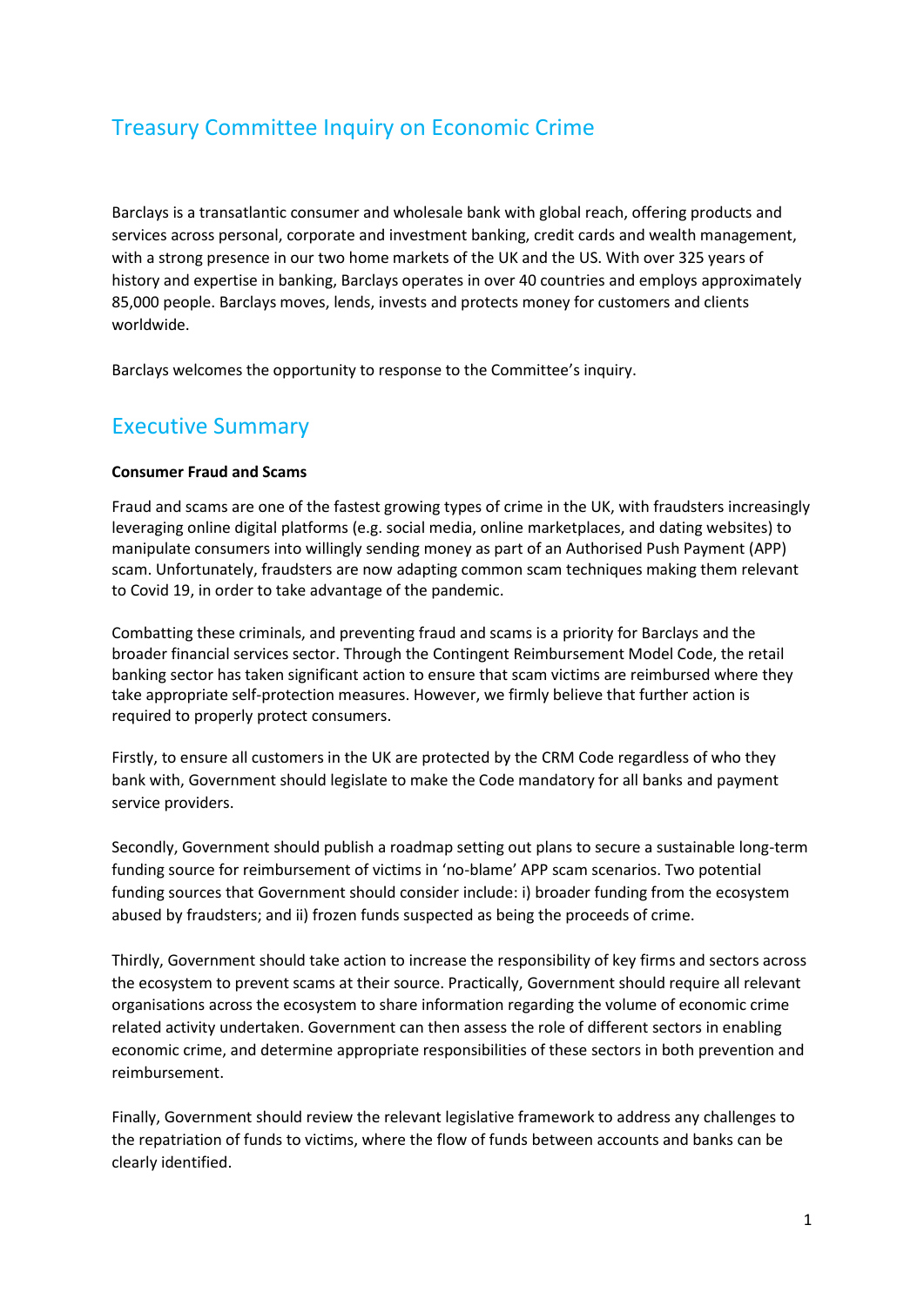# Treasury Committee Inquiry on Economic Crime

Barclays is a transatlantic consumer and wholesale bank with global reach, offering products and services across personal, corporate and investment banking, credit cards and wealth management, with a strong presence in our two home markets of the UK and the US. With over 325 years of history and expertise in banking, Barclays operates in over 40 countries and employs approximately 85,000 people. Barclays moves, lends, invests and protects money for customers and clients worldwide.

Barclays welcomes the opportunity to response to the Committee's inquiry.

## Executive Summary

**Consumer Fraud and Scams**

Fraud and scams are one of the fastest growing types of crime in the UK, with fraudsters increasingly leveraging online digital platforms (e.g. social media, online marketplaces, and dating websites) to manipulate consumers into willingly sending money as part of an Authorised Push Payment (APP) scam. Unfortunately, fraudsters are now adapting common scam techniques making them relevant to Covid 19, in order to take advantage of the pandemic.

Combatting these criminals, and preventing fraud and scams is a priority for Barclays and the broader financial services sector. Through the Contingent Reimbursement Model Code, the retail banking sector has taken significant action to ensure that scam victims are reimbursed where they take appropriate self-protection measures. However, we firmly believe that further action is required to properly protect consumers.

Firstly, to ensure all customers in the UK are protected by the CRM Code regardless of who they bank with, Government should legislate to make the Code mandatory for all banks and payment service providers.

Secondly, Government should publish a roadmap setting out plans to secure a sustainable long-term funding source for reimbursement of victims in 'no-blame' APP scam scenarios. Two potential funding sources that Government should consider include: i) broader funding from the ecosystem abused by fraudsters; and ii) frozen funds suspected as being the proceeds of crime.

Thirdly, Government should take action to increase the responsibility of key firms and sectors across the ecosystem to prevent scams at their source. Practically, Government should require all relevant organisations across the ecosystem to share information regarding the volume of economic crime related activity undertaken. Government can then assess the role of different sectors in enabling economic crime, and determine appropriate responsibilities of these sectors in both prevention and reimbursement.

Finally, Government should review the relevant legislative framework to address any challenges to the repatriation of funds to victims, where the flow of funds between accounts and banks can be clearly identified.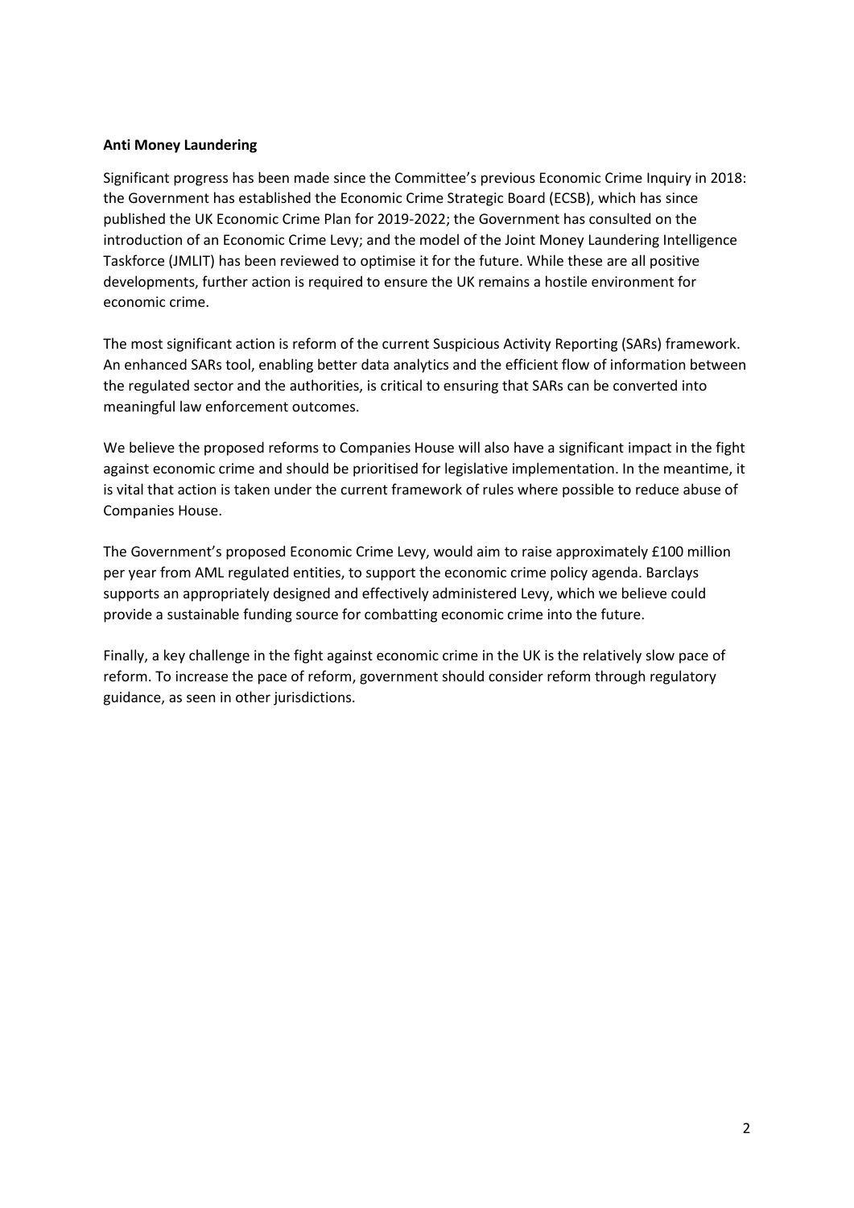**Anti Money Laundering**

Significant progress has been made since the Committee's previous Economic Crime Inquiry in 2018: the Government has established the Economic Crime Strategic Board (ECSB), which has since published the UK Economic Crime Plan for 2019-2022; the Government has consulted on the introduction of an Economic Crime Levy; and the model of the Joint Money Laundering Intelligence Taskforce (JMLIT) has been reviewed to optimise it for the future. While these are all positive developments, further action is required to ensure the UK remains a hostile environment for economic crime.

The most significant action is reform of the current Suspicious Activity Reporting (SARs) framework. An enhanced SARs tool, enabling better data analytics and the efficient flow of information between the regulated sector and the authorities, is critical to ensuring that SARs can be converted into meaningful law enforcement outcomes.

We believe the proposed reforms to Companies House will also have a significant impact in the fight against economic crime and should be prioritised for legislative implementation. In the meantime, it is vital that action is taken under the current framework of rules where possible to reduce abuse of Companies House.

The Government's proposed Economic Crime Levy, would aim to raise approximately £100 million per year from AML regulated entities, to support the economic crime policy agenda. Barclays supports an appropriately designed and effectively administered Levy, which we believe could provide a sustainable funding source for combatting economic crime into the future.

Finally, a key challenge in the fight against economic crime in the UK is the relatively slow pace of reform. To increase the pace of reform, government should consider reform through regulatory guidance, as seen in other jurisdictions.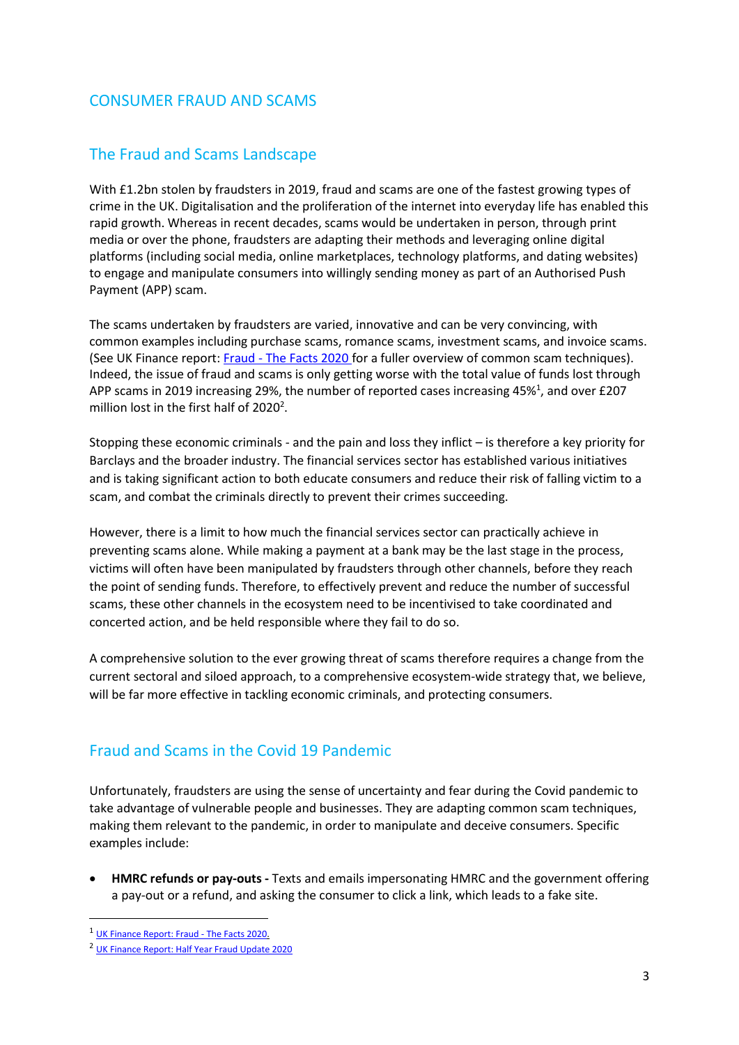# CONSUMER FRAUD AND SCAMS

## The Fraud and Scams Landscape

With £1.2bn stolen by fraudsters in 2019, fraud and scams are one of the fastest growing types of crime in the UK. Digitalisation and the proliferation of the internet into everyday life has enabled this rapid growth. Whereas in recent decades, scams would be undertaken in person, through print media or over the phone, fraudsters are adapting their methods and leveraging online digital platforms (including social media, online marketplaces, technology platforms, and dating websites) to engage and manipulate consumers into willingly sending money as part of an Authorised Push Payment (APP) scam.

The scams undertaken by fraudsters are varied, innovative and can be very convincing, with common examples including purchase scams, romance scams, investment scams, and invoice scams. (See UK Finance report: [Fraud - The Facts 2020](#) for a fuller overview of common scam techniques). Indeed, the issue of fraud and scams is only getting worse with the total value of funds lost through APP scams in 2019 increasing 29%, the number of reported cases increasing 45%[1], and over £207 million lost in the first half of 2020[2].

Stopping these economic criminals - and the pain and loss they inflict – is therefore a key priority for Barclays and the broader industry. The financial services sector has established various initiatives and is taking significant action to both educate consumers and reduce their risk of falling victim to a scam, and combat the criminals directly to prevent their crimes succeeding.

However, there is a limit to how much the financial services sector can practically achieve in preventing scams alone. While making a payment at a bank may be the last stage in the process, victims will often have been manipulated by fraudsters through other channels, before they reach the point of sending funds. Therefore, to effectively prevent and reduce the number of successful scams, these other channels in the ecosystem need to be incentivised to take coordinated and concerted action, and be held responsible where they fail to do so.

A comprehensive solution to the ever growing threat of scams therefore requires a change from the current sectoral and siloed approach, to a comprehensive ecosystem-wide strategy that, we believe, will be far more effective in tackling economic criminals, and protecting consumers.

## Fraud and Scams in the Covid 19 Pandemic

Unfortunately, fraudsters are using the sense of uncertainty and fear during the Covid pandemic to take advantage of vulnerable people and businesses. They are adapting common scam techniques, making them relevant to the pandemic, in order to manipulate and deceive consumers. Specific examples include:

- **HMRC refunds or pay-outs -** Texts and emails impersonating HMRC and the government offering a pay-out or a refund, and asking the consumer to click a link, which leads to a fake site.

---

[1] UK Finance Report: Fraud - The Facts 2020.

[2] UK Finance Report: Half Year Fraud Update 2020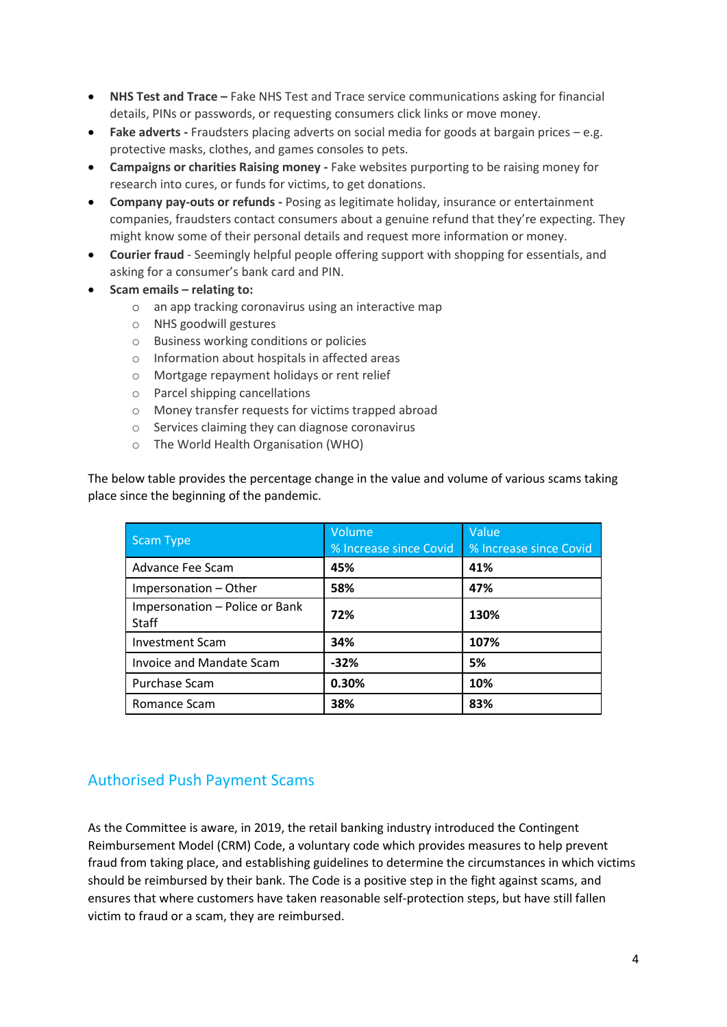- **NHS Test and Trace –** Fake NHS Test and Trace service communications asking for financial details, PINs or passwords, or requesting consumers click links or move money.
- **Fake adverts -** Fraudsters placing adverts on social media for goods at bargain prices – e.g. protective masks, clothes, and games consoles to pets.
- **Campaigns or charities Raising money -** Fake websites purporting to be raising money for research into cures, or funds for victims, to get donations.
- **Company pay-outs or refunds -** Posing as legitimate holiday, insurance or entertainment companies, fraudsters contact consumers about a genuine refund that they're expecting. They might know some of their personal details and request more information or money.
- **Courier fraud** - Seemingly helpful people offering support with shopping for essentials, and asking for a consumer's bank card and PIN.
- **Scam emails – relating to:**
    - an app tracking coronavirus using an interactive map
    - NHS goodwill gestures
    - Business working conditions or policies
    - Information about hospitals in affected areas
    - Mortgage repayment holidays or rent relief
    - Parcel shipping cancellations
    - Money transfer requests for victims trapped abroad
    - Services claiming they can diagnose coronavirus
    - The World Health Organisation (WHO)

The below table provides the percentage change in the value and volume of various scams taking place since the beginning of the pandemic.

| Scam Type | Volume % Increase since Covid | Value % Increase since Covid |
|---|---|---|
| Advance Fee Scam | **45%** | **41%** |
| Impersonation – Other | **58%** | **47%** |
| Impersonation – Police or Bank Staff | **72%** | **130%** |
| Investment Scam | **34%** | **107%** |
| Invoice and Mandate Scam | **-32%** | **5%** |
| Purchase Scam | **0.30%** | **10%** |
| Romance Scam | **38%** | **83%** |

## Authorised Push Payment Scams

As the Committee is aware, in 2019, the retail banking industry introduced the Contingent Reimbursement Model (CRM) Code, a voluntary code which provides measures to help prevent fraud from taking place, and establishing guidelines to determine the circumstances in which victims should be reimbursed by their bank. The Code is a positive step in the fight against scams, and ensures that where customers have taken reasonable self-protection steps, but have still fallen victim to fraud or a scam, they are reimbursed.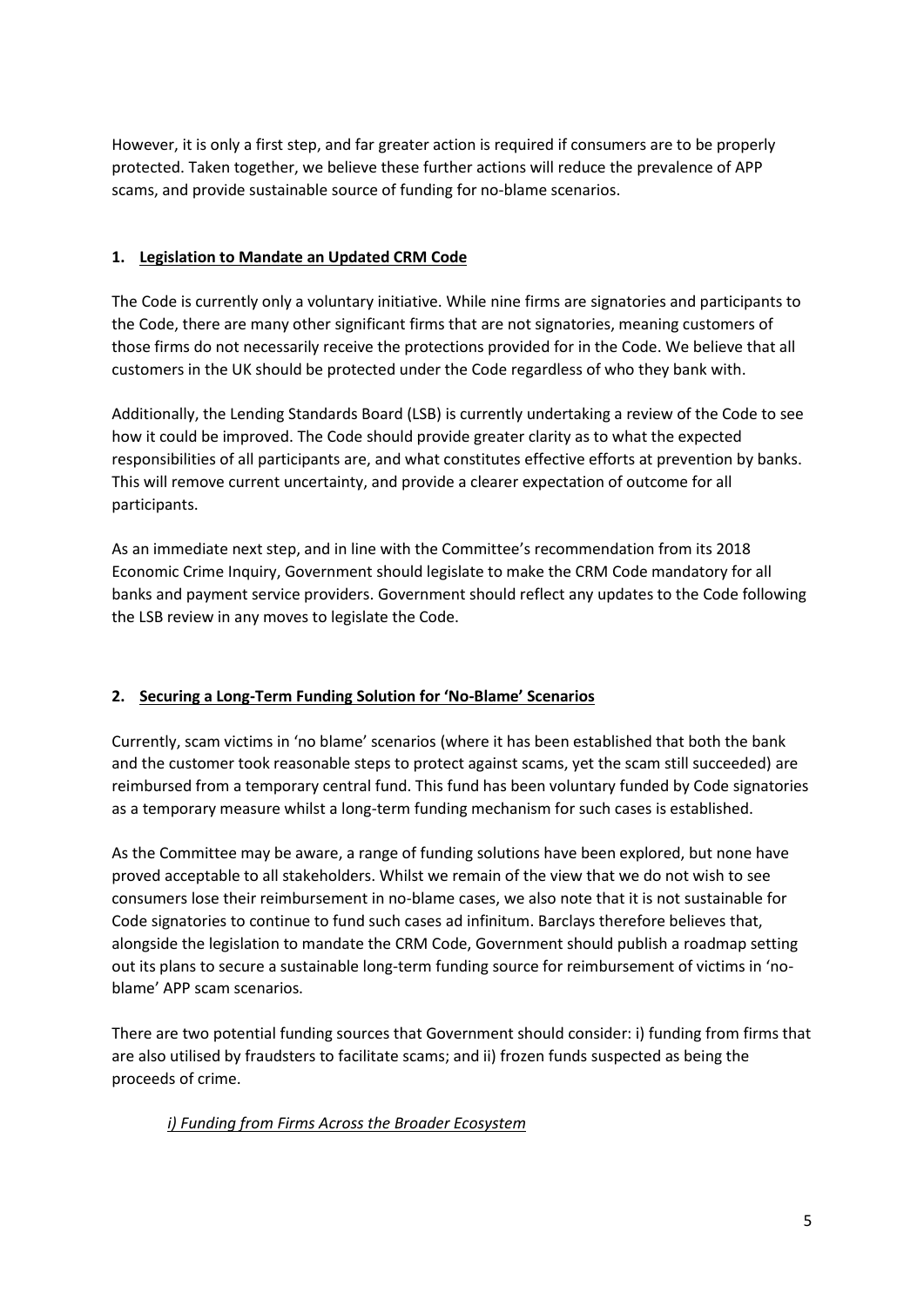However, it is only a first step, and far greater action is required if consumers are to be properly protected. Taken together, we believe these further actions will reduce the prevalence of APP scams, and provide sustainable source of funding for no-blame scenarios.

## 1. Legislation to Mandate an Updated CRM Code

The Code is currently only a voluntary initiative. While nine firms are signatories and participants to the Code, there are many other significant firms that are not signatories, meaning customers of those firms do not necessarily receive the protections provided for in the Code. We believe that all customers in the UK should be protected under the Code regardless of who they bank with.

Additionally, the Lending Standards Board (LSB) is currently undertaking a review of the Code to see how it could be improved. The Code should provide greater clarity as to what the expected responsibilities of all participants are, and what constitutes effective efforts at prevention by banks. This will remove current uncertainty, and provide a clearer expectation of outcome for all participants.

As an immediate next step, and in line with the Committee's recommendation from its 2018 Economic Crime Inquiry, Government should legislate to make the CRM Code mandatory for all banks and payment service providers. Government should reflect any updates to the Code following the LSB review in any moves to legislate the Code.

## 2. Securing a Long-Term Funding Solution for 'No-Blame' Scenarios

Currently, scam victims in 'no blame' scenarios (where it has been established that both the bank and the customer took reasonable steps to protect against scams, yet the scam still succeeded) are reimbursed from a temporary central fund. This fund has been voluntary funded by Code signatories as a temporary measure whilst a long-term funding mechanism for such cases is established.

As the Committee may be aware, a range of funding solutions have been explored, but none have proved acceptable to all stakeholders. Whilst we remain of the view that we do not wish to see consumers lose their reimbursement in no-blame cases, we also note that it is not sustainable for Code signatories to continue to fund such cases ad infinitum. Barclays therefore believes that, alongside the legislation to mandate the CRM Code, Government should publish a roadmap setting out its plans to secure a sustainable long-term funding source for reimbursement of victims in 'no-blame' APP scam scenarios.

There are two potential funding sources that Government should consider: i) funding from firms that are also utilised by fraudsters to facilitate scams; and ii) frozen funds suspected as being the proceeds of crime.

### *i) Funding from Firms Across the Broader Ecosystem*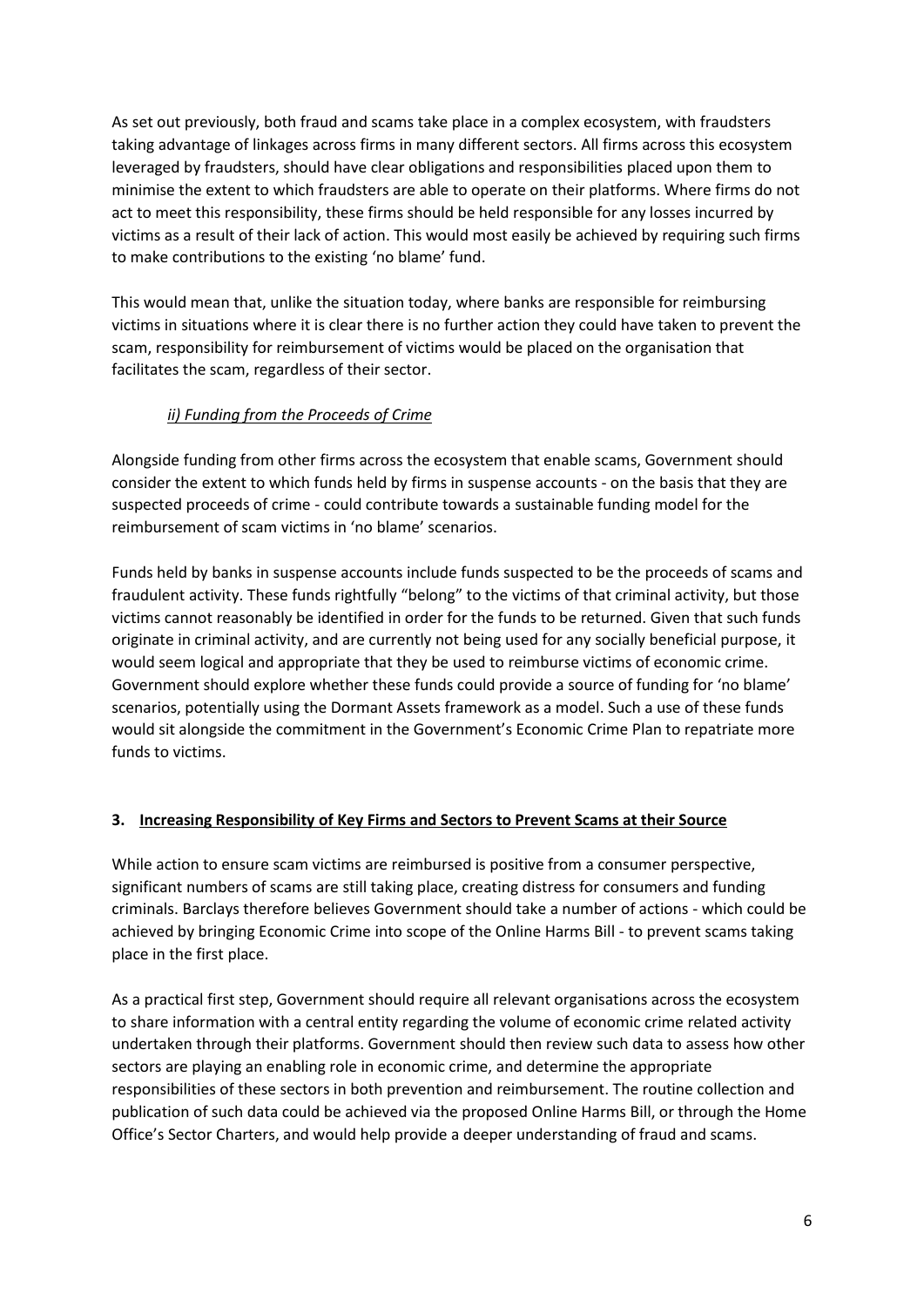As set out previously, both fraud and scams take place in a complex ecosystem, with fraudsters taking advantage of linkages across firms in many different sectors. All firms across this ecosystem leveraged by fraudsters, should have clear obligations and responsibilities placed upon them to minimise the extent to which fraudsters are able to operate on their platforms. Where firms do not act to meet this responsibility, these firms should be held responsible for any losses incurred by victims as a result of their lack of action. This would most easily be achieved by requiring such firms to make contributions to the existing 'no blame' fund.

This would mean that, unlike the situation today, where banks are responsible for reimbursing victims in situations where it is clear there is no further action they could have taken to prevent the scam, responsibility for reimbursement of victims would be placed on the organisation that facilitates the scam, regardless of their sector.

*ii) Funding from the Proceeds of Crime*

Alongside funding from other firms across the ecosystem that enable scams, Government should consider the extent to which funds held by firms in suspense accounts - on the basis that they are suspected proceeds of crime - could contribute towards a sustainable funding model for the reimbursement of scam victims in 'no blame' scenarios.

Funds held by banks in suspense accounts include funds suspected to be the proceeds of scams and fraudulent activity. These funds rightfully "belong" to the victims of that criminal activity, but those victims cannot reasonably be identified in order for the funds to be returned. Given that such funds originate in criminal activity, and are currently not being used for any socially beneficial purpose, it would seem logical and appropriate that they be used to reimburse victims of economic crime. Government should explore whether these funds could provide a source of funding for 'no blame' scenarios, potentially using the Dormant Assets framework as a model. Such a use of these funds would sit alongside the commitment in the Government's Economic Crime Plan to repatriate more funds to victims.

## 3. Increasing Responsibility of Key Firms and Sectors to Prevent Scams at their Source

While action to ensure scam victims are reimbursed is positive from a consumer perspective, significant numbers of scams are still taking place, creating distress for consumers and funding criminals. Barclays therefore believes Government should take a number of actions - which could be achieved by bringing Economic Crime into scope of the Online Harms Bill - to prevent scams taking place in the first place.

As a practical first step, Government should require all relevant organisations across the ecosystem to share information with a central entity regarding the volume of economic crime related activity undertaken through their platforms. Government should then review such data to assess how other sectors are playing an enabling role in economic crime, and determine the appropriate responsibilities of these sectors in both prevention and reimbursement. The routine collection and publication of such data could be achieved via the proposed Online Harms Bill, or through the Home Office's Sector Charters, and would help provide a deeper understanding of fraud and scams.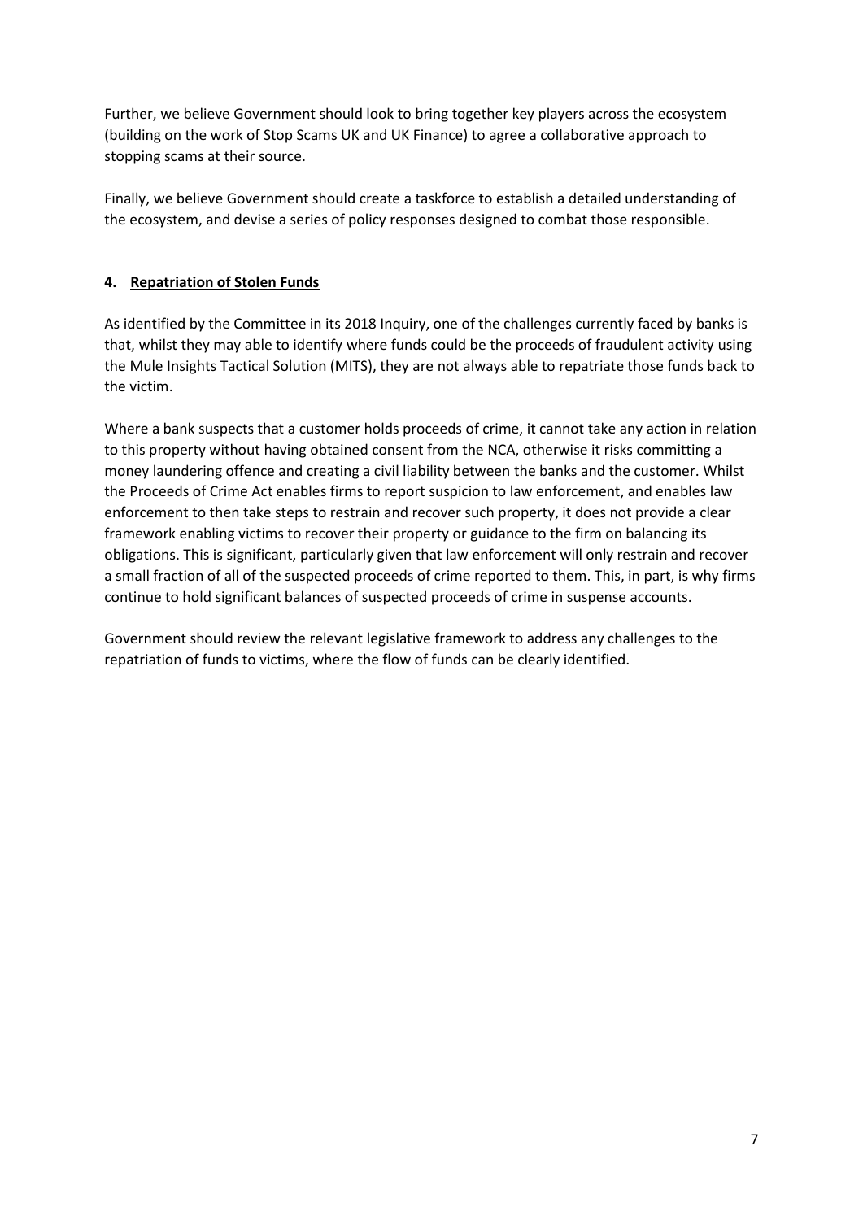Further, we believe Government should look to bring together key players across the ecosystem (building on the work of Stop Scams UK and UK Finance) to agree a collaborative approach to stopping scams at their source.

Finally, we believe Government should create a taskforce to establish a detailed understanding of the ecosystem, and devise a series of policy responses designed to combat those responsible.

## 4. Repatriation of Stolen Funds

As identified by the Committee in its 2018 Inquiry, one of the challenges currently faced by banks is that, whilst they may able to identify where funds could be the proceeds of fraudulent activity using the Mule Insights Tactical Solution (MITS), they are not always able to repatriate those funds back to the victim.

Where a bank suspects that a customer holds proceeds of crime, it cannot take any action in relation to this property without having obtained consent from the NCA, otherwise it risks committing a money laundering offence and creating a civil liability between the banks and the customer. Whilst the Proceeds of Crime Act enables firms to report suspicion to law enforcement, and enables law enforcement to then take steps to restrain and recover such property, it does not provide a clear framework enabling victims to recover their property or guidance to the firm on balancing its obligations. This is significant, particularly given that law enforcement will only restrain and recover a small fraction of all of the suspected proceeds of crime reported to them. This, in part, is why firms continue to hold significant balances of suspected proceeds of crime in suspense accounts.

Government should review the relevant legislative framework to address any challenges to the repatriation of funds to victims, where the flow of funds can be clearly identified.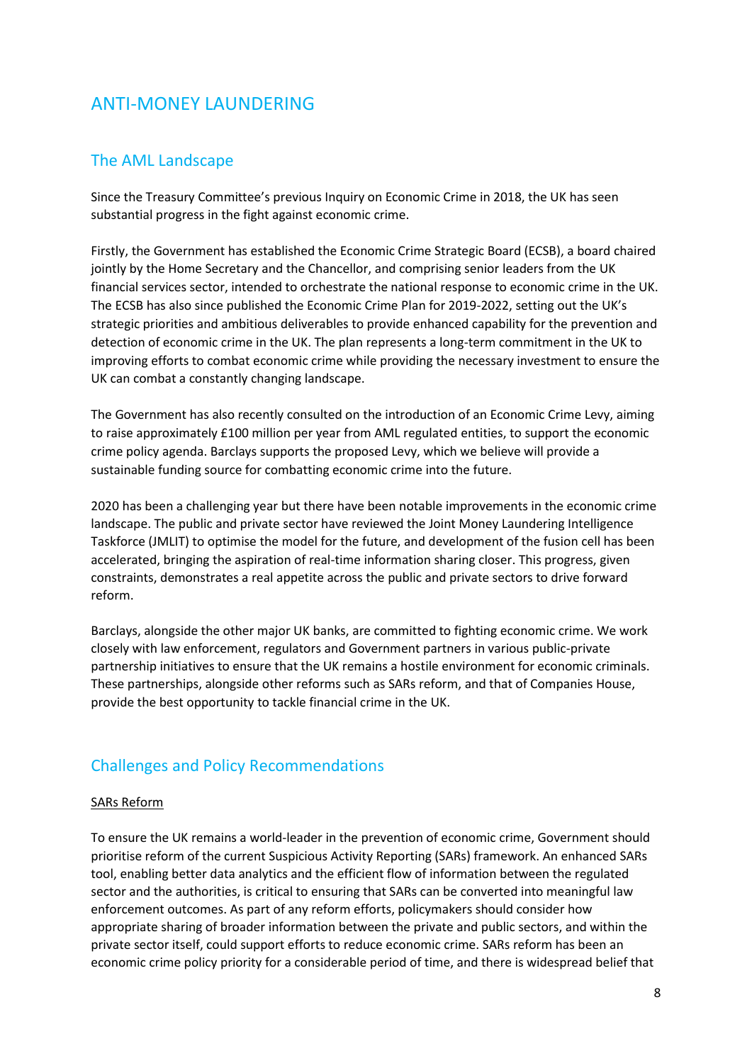# ANTI-MONEY LAUNDERING

## The AML Landscape

Since the Treasury Committee's previous Inquiry on Economic Crime in 2018, the UK has seen substantial progress in the fight against economic crime.

Firstly, the Government has established the Economic Crime Strategic Board (ECSB), a board chaired jointly by the Home Secretary and the Chancellor, and comprising senior leaders from the UK financial services sector, intended to orchestrate the national response to economic crime in the UK. The ECSB has also since published the Economic Crime Plan for 2019-2022, setting out the UK's strategic priorities and ambitious deliverables to provide enhanced capability for the prevention and detection of economic crime in the UK. The plan represents a long-term commitment in the UK to improving efforts to combat economic crime while providing the necessary investment to ensure the UK can combat a constantly changing landscape.

The Government has also recently consulted on the introduction of an Economic Crime Levy, aiming to raise approximately £100 million per year from AML regulated entities, to support the economic crime policy agenda. Barclays supports the proposed Levy, which we believe will provide a sustainable funding source for combatting economic crime into the future.

2020 has been a challenging year but there have been notable improvements in the economic crime landscape. The public and private sector have reviewed the Joint Money Laundering Intelligence Taskforce (JMLIT) to optimise the model for the future, and development of the fusion cell has been accelerated, bringing the aspiration of real-time information sharing closer. This progress, given constraints, demonstrates a real appetite across the public and private sectors to drive forward reform.

Barclays, alongside the other major UK banks, are committed to fighting economic crime. We work closely with law enforcement, regulators and Government partners in various public-private partnership initiatives to ensure that the UK remains a hostile environment for economic criminals. These partnerships, alongside other reforms such as SARs reform, and that of Companies House, provide the best opportunity to tackle financial crime in the UK.

## Challenges and Policy Recommendations

<u>SARs Reform</u>

To ensure the UK remains a world-leader in the prevention of economic crime, Government should prioritise reform of the current Suspicious Activity Reporting (SARs) framework. An enhanced SARs tool, enabling better data analytics and the efficient flow of information between the regulated sector and the authorities, is critical to ensuring that SARs can be converted into meaningful law enforcement outcomes. As part of any reform efforts, policymakers should consider how appropriate sharing of broader information between the private and public sectors, and within the private sector itself, could support efforts to reduce economic crime. SARs reform has been an economic crime policy priority for a considerable period of time, and there is widespread belief that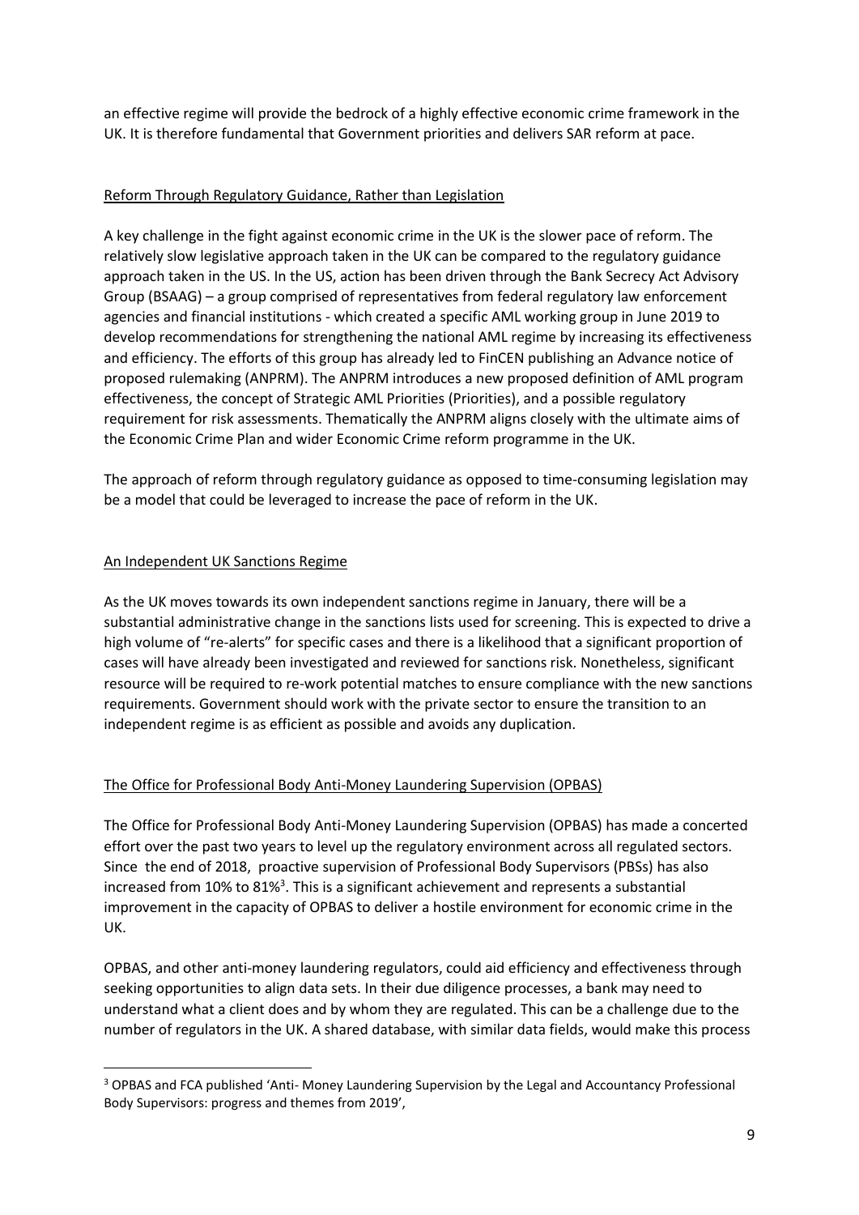an effective regime will provide the bedrock of a highly effective economic crime framework in the UK. It is therefore fundamental that Government priorities and delivers SAR reform at pace.

## Reform Through Regulatory Guidance, Rather than Legislation

A key challenge in the fight against economic crime in the UK is the slower pace of reform. The relatively slow legislative approach taken in the UK can be compared to the regulatory guidance approach taken in the US. In the US, action has been driven through the Bank Secrecy Act Advisory Group (BSAAG) – a group comprised of representatives from federal regulatory law enforcement agencies and financial institutions - which created a specific AML working group in June 2019 to develop recommendations for strengthening the national AML regime by increasing its effectiveness and efficiency. The efforts of this group has already led to FinCEN publishing an Advance notice of proposed rulemaking (ANPRM). The ANPRM introduces a new proposed definition of AML program effectiveness, the concept of Strategic AML Priorities (Priorities), and a possible regulatory requirement for risk assessments. Thematically the ANPRM aligns closely with the ultimate aims of the Economic Crime Plan and wider Economic Crime reform programme in the UK.

The approach of reform through regulatory guidance as opposed to time-consuming legislation may be a model that could be leveraged to increase the pace of reform in the UK.

## An Independent UK Sanctions Regime

As the UK moves towards its own independent sanctions regime in January, there will be a substantial administrative change in the sanctions lists used for screening. This is expected to drive a high volume of "re-alerts" for specific cases and there is a likelihood that a significant proportion of cases will have already been investigated and reviewed for sanctions risk. Nonetheless, significant resource will be required to re-work potential matches to ensure compliance with the new sanctions requirements. Government should work with the private sector to ensure the transition to an independent regime is as efficient as possible and avoids any duplication.

## The Office for Professional Body Anti-Money Laundering Supervision (OPBAS)

The Office for Professional Body Anti-Money Laundering Supervision (OPBAS) has made a concerted effort over the past two years to level up the regulatory environment across all regulated sectors. Since the end of 2018, proactive supervision of Professional Body Supervisors (PBSs) has also increased from 10% to 81%[3]. This is a significant achievement and represents a substantial improvement in the capacity of OPBAS to deliver a hostile environment for economic crime in the UK.

OPBAS, and other anti-money laundering regulators, could aid efficiency and effectiveness through seeking opportunities to align data sets. In their due diligence processes, a bank may need to understand what a client does and by whom they are regulated. This can be a challenge due to the number of regulators in the UK. A shared database, with similar data fields, would make this process

---

[3] OPBAS and FCA published 'Anti- Money Laundering Supervision by the Legal and Accountancy Professional Body Supervisors: progress and themes from 2019',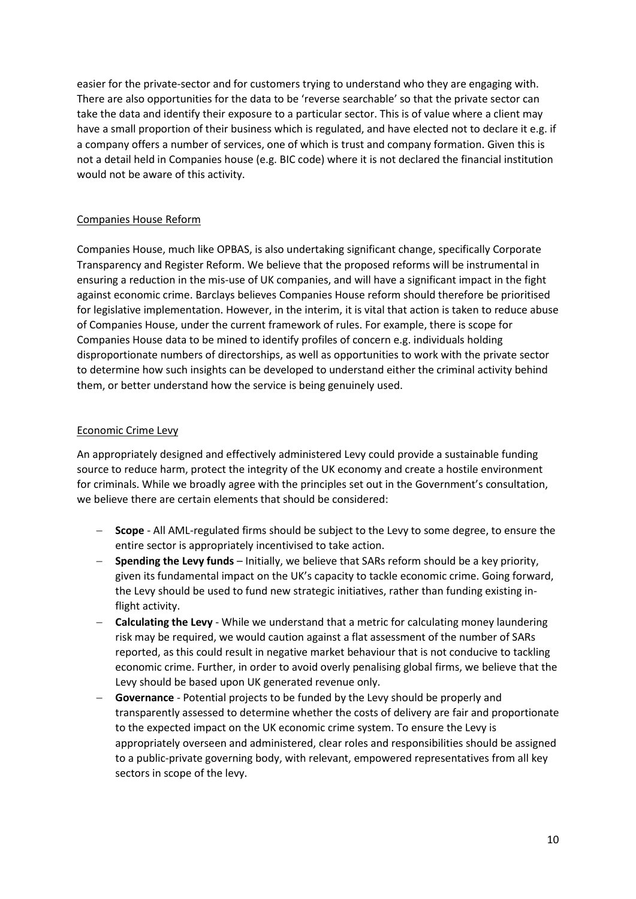easier for the private-sector and for customers trying to understand who they are engaging with. There are also opportunities for the data to be 'reverse searchable' so that the private sector can take the data and identify their exposure to a particular sector. This is of value where a client may have a small proportion of their business which is regulated, and have elected not to declare it e.g. if a company offers a number of services, one of which is trust and company formation. Given this is not a detail held in Companies house (e.g. BIC code) where it is not declared the financial institution would not be aware of this activity.

## Companies House Reform

Companies House, much like OPBAS, is also undertaking significant change, specifically Corporate Transparency and Register Reform. We believe that the proposed reforms will be instrumental in ensuring a reduction in the mis-use of UK companies, and will have a significant impact in the fight against economic crime. Barclays believes Companies House reform should therefore be prioritised for legislative implementation. However, in the interim, it is vital that action is taken to reduce abuse of Companies House, under the current framework of rules. For example, there is scope for Companies House data to be mined to identify profiles of concern e.g. individuals holding disproportionate numbers of directorships, as well as opportunities to work with the private sector to determine how such insights can be developed to understand either the criminal activity behind them, or better understand how the service is being genuinely used.

## Economic Crime Levy

An appropriately designed and effectively administered Levy could provide a sustainable funding source to reduce harm, protect the integrity of the UK economy and create a hostile environment for criminals. While we broadly agree with the principles set out in the Government's consultation, we believe there are certain elements that should be considered:

- **Scope** - All AML-regulated firms should be subject to the Levy to some degree, to ensure the entire sector is appropriately incentivised to take action.
- **Spending the Levy funds** – Initially, we believe that SARs reform should be a key priority, given its fundamental impact on the UK's capacity to tackle economic crime. Going forward, the Levy should be used to fund new strategic initiatives, rather than funding existing in-flight activity.
- **Calculating the Levy** - While we understand that a metric for calculating money laundering risk may be required, we would caution against a flat assessment of the number of SARs reported, as this could result in negative market behaviour that is not conducive to tackling economic crime. Further, in order to avoid overly penalising global firms, we believe that the Levy should be based upon UK generated revenue only.
- **Governance** - Potential projects to be funded by the Levy should be properly and transparently assessed to determine whether the costs of delivery are fair and proportionate to the expected impact on the UK economic crime system. To ensure the Levy is appropriately overseen and administered, clear roles and responsibilities should be assigned to a public-private governing body, with relevant, empowered representatives from all key sectors in scope of the levy.